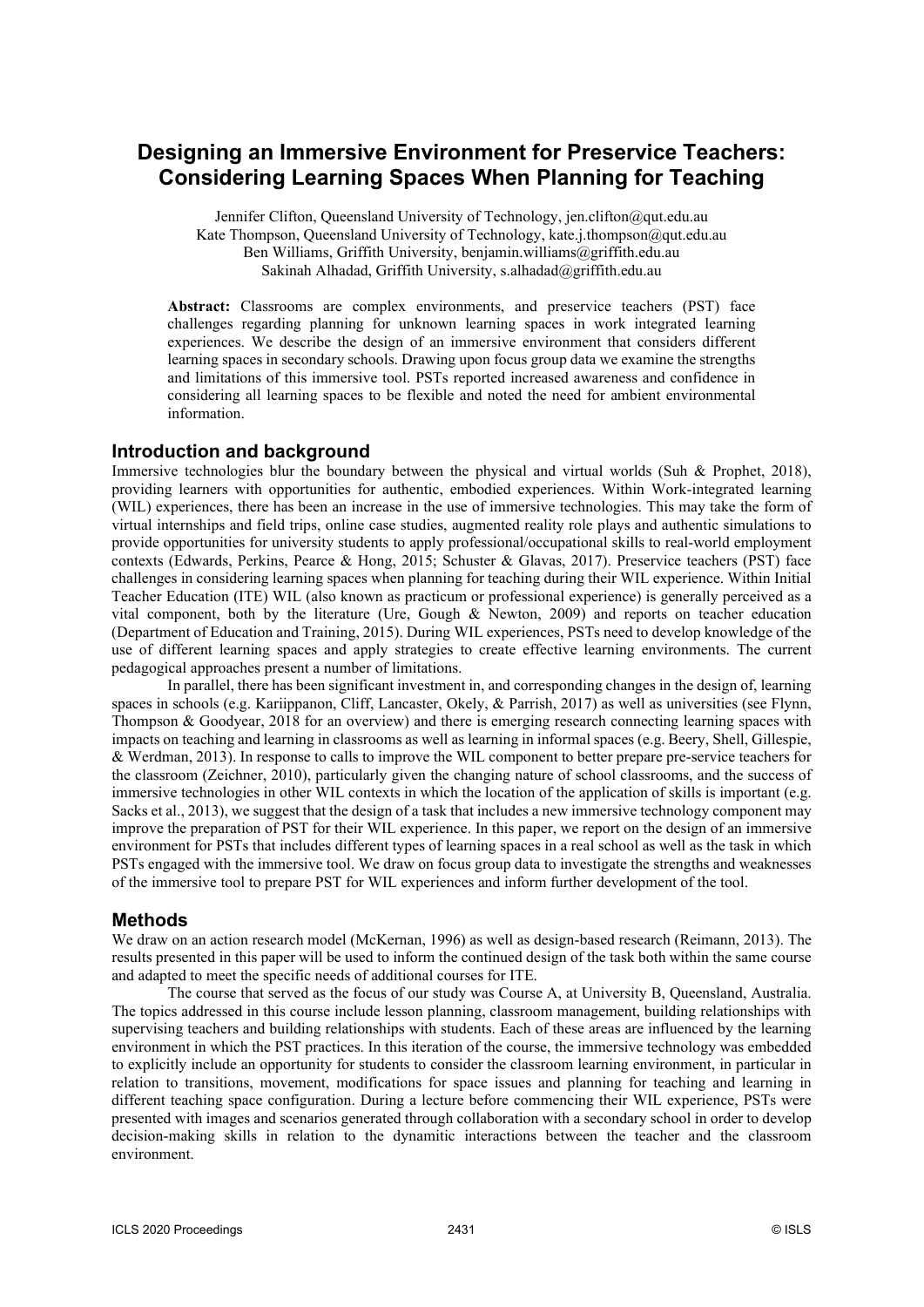# Designing an Immersive Environment for Preservice Teachers: Considering Learning Spaces When Planning for Teaching

Jennifer Clifton, Queensland University of Technology, jen.clifton@qut.edu.au
Kate Thompson, Queensland University of Technology, kate.j.thompson@qut.edu.au
Ben Williams, Griffith University, benjamin.williams@griffith.edu.au
Sakinah Alhadad, Griffith University, s.alhadad@griffith.edu.au

**Abstract:** Classrooms are complex environments, and preservice teachers (PST) face challenges regarding planning for unknown learning spaces in work integrated learning experiences. We describe the design of an immersive environment that considers different learning spaces in secondary schools. Drawing upon focus group data we examine the strengths and limitations of this immersive tool. PSTs reported increased awareness and confidence in considering all learning spaces to be flexible and noted the need for ambient environmental information.

## Introduction and background

Immersive technologies blur the boundary between the physical and virtual worlds (Suh & Prophet, 2018), providing learners with opportunities for authentic, embodied experiences. Within Work-integrated learning (WIL) experiences, there has been an increase in the use of immersive technologies. This may take the form of virtual internships and field trips, online case studies, augmented reality role plays and authentic simulations to provide opportunities for university students to apply professional/occupational skills to real-world employment contexts (Edwards, Perkins, Pearce & Hong, 2015; Schuster & Glavas, 2017). Preservice teachers (PST) face challenges in considering learning spaces when planning for teaching during their WIL experience. Within Initial Teacher Education (ITE) WIL (also known as practicum or professional experience) is generally perceived as a vital component, both by the literature (Ure, Gough & Newton, 2009) and reports on teacher education (Department of Education and Training, 2015). During WIL experiences, PSTs need to develop knowledge of the use of different learning spaces and apply strategies to create effective learning environments. The current pedagogical approaches present a number of limitations.

In parallel, there has been significant investment in, and corresponding changes in the design of, learning spaces in schools (e.g. Kariippanon, Cliff, Lancaster, Okely, & Parrish, 2017) as well as universities (see Flynn, Thompson & Goodyear, 2018 for an overview) and there is emerging research connecting learning spaces with impacts on teaching and learning in classrooms as well as learning in informal spaces (e.g. Beery, Shell, Gillespie, & Werdman, 2013). In response to calls to improve the WIL component to better prepare pre-service teachers for the classroom (Zeichner, 2010), particularly given the changing nature of school classrooms, and the success of immersive technologies in other WIL contexts in which the location of the application of skills is important (e.g. Sacks et al., 2013), we suggest that the design of a task that includes a new immersive technology component may improve the preparation of PST for their WIL experience. In this paper, we report on the design of an immersive environment for PSTs that includes different types of learning spaces in a real school as well as the task in which PSTs engaged with the immersive tool. We draw on focus group data to investigate the strengths and weaknesses of the immersive tool to prepare PST for WIL experiences and inform further development of the tool.

## Methods

We draw on an action research model (McKernan, 1996) as well as design-based research (Reimann, 2013). The results presented in this paper will be used to inform the continued design of the task both within the same course and adapted to meet the specific needs of additional courses for ITE.

The course that served as the focus of our study was Course A, at University B, Queensland, Australia. The topics addressed in this course include lesson planning, classroom management, building relationships with supervising teachers and building relationships with students. Each of these areas are influenced by the learning environment in which the PST practices. In this iteration of the course, the immersive technology was embedded to explicitly include an opportunity for students to consider the classroom learning environment, in particular in relation to transitions, movement, modifications for space issues and planning for teaching and learning in different teaching space configuration. During a lecture before commencing their WIL experience, PSTs were presented with images and scenarios generated through collaboration with a secondary school in order to develop decision-making skills in relation to the dynamitic interactions between the teacher and the classroom environment.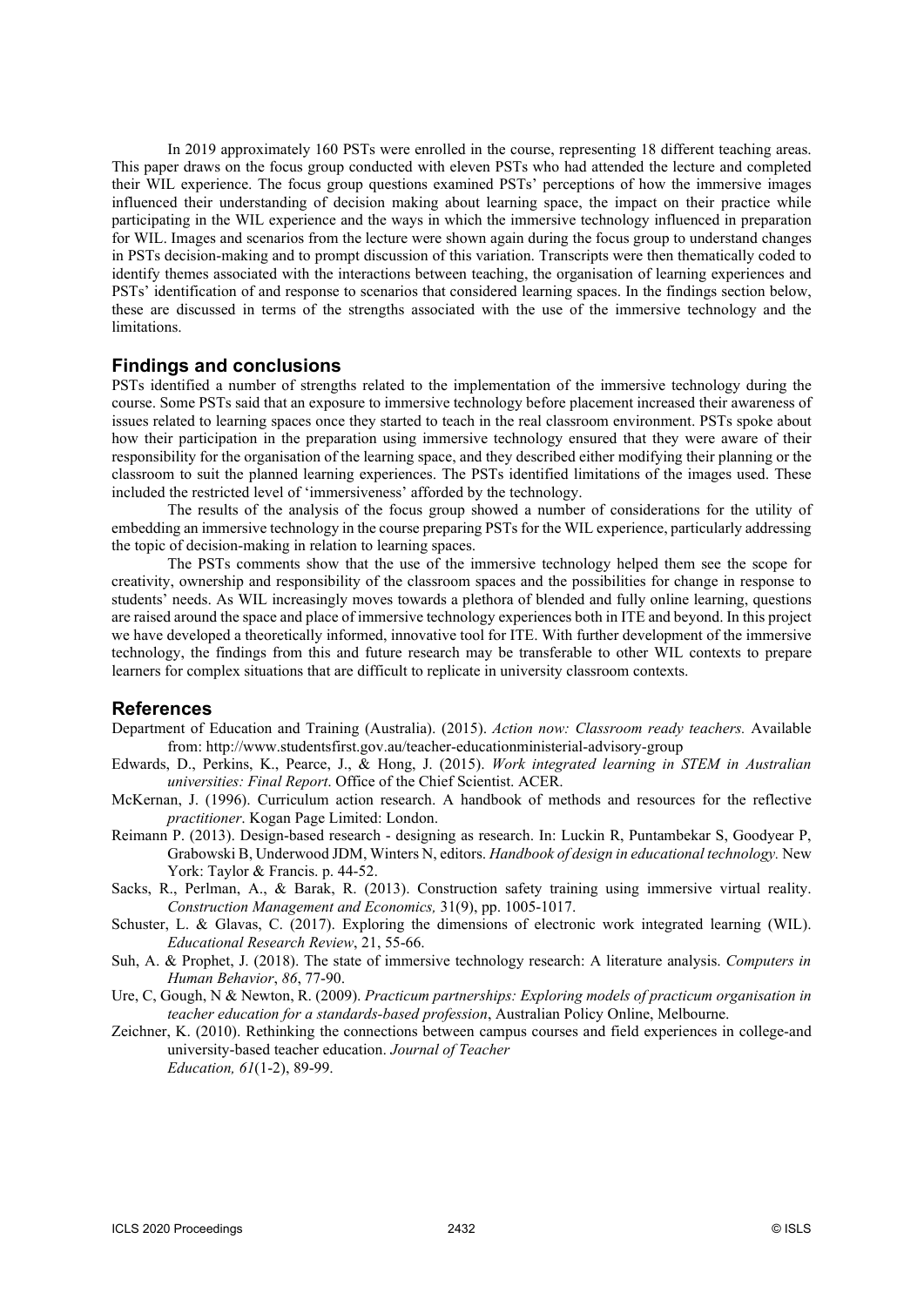In 2019 approximately 160 PSTs were enrolled in the course, representing 18 different teaching areas. This paper draws on the focus group conducted with eleven PSTs who had attended the lecture and completed their WIL experience. The focus group questions examined PSTs' perceptions of how the immersive images influenced their understanding of decision making about learning space, the impact on their practice while participating in the WIL experience and the ways in which the immersive technology influenced in preparation for WIL. Images and scenarios from the lecture were shown again during the focus group to understand changes in PSTs decision-making and to prompt discussion of this variation. Transcripts were then thematically coded to identify themes associated with the interactions between teaching, the organisation of learning experiences and PSTs' identification of and response to scenarios that considered learning spaces. In the findings section below, these are discussed in terms of the strengths associated with the use of the immersive technology and the limitations.

## Findings and conclusions

PSTs identified a number of strengths related to the implementation of the immersive technology during the course. Some PSTs said that an exposure to immersive technology before placement increased their awareness of issues related to learning spaces once they started to teach in the real classroom environment. PSTs spoke about how their participation in the preparation using immersive technology ensured that they were aware of their responsibility for the organisation of the learning space, and they described either modifying their planning or the classroom to suit the planned learning experiences. The PSTs identified limitations of the images used. These included the restricted level of 'immersiveness' afforded by the technology.

The results of the analysis of the focus group showed a number of considerations for the utility of embedding an immersive technology in the course preparing PSTs for the WIL experience, particularly addressing the topic of decision-making in relation to learning spaces.

The PSTs comments show that the use of the immersive technology helped them see the scope for creativity, ownership and responsibility of the classroom spaces and the possibilities for change in response to students' needs. As WIL increasingly moves towards a plethora of blended and fully online learning, questions are raised around the space and place of immersive technology experiences both in ITE and beyond. In this project we have developed a theoretically informed, innovative tool for ITE. With further development of the immersive technology, the findings from this and future research may be transferable to other WIL contexts to prepare learners for complex situations that are difficult to replicate in university classroom contexts.

## References

Department of Education and Training (Australia). (2015). *Action now: Classroom ready teachers.* Available from: http://www.studentsfirst.gov.au/teacher-educationministerial-advisory-group

Edwards, D., Perkins, K., Pearce, J., & Hong, J. (2015). *Work integrated learning in STEM in Australian universities: Final Report*. Office of the Chief Scientist. ACER.

McKernan, J. (1996). Curriculum action research. A handbook of methods and resources for the reflective *practitioner*. Kogan Page Limited: London.

Reimann P. (2013). Design-based research - designing as research. In: Luckin R, Puntambekar S, Goodyear P, Grabowski B, Underwood JDM, Winters N, editors. *Handbook of design in educational technology.* New York: Taylor & Francis. p. 44-52.

Sacks, R., Perlman, A., & Barak, R. (2013). Construction safety training using immersive virtual reality. *Construction Management and Economics,* 31(9), pp. 1005-1017.

Schuster, L. & Glavas, C. (2017). Exploring the dimensions of electronic work integrated learning (WIL). *Educational Research Review*, 21, 55-66.

Suh, A. & Prophet, J. (2018). The state of immersive technology research: A literature analysis. *Computers in Human Behavior*, *86*, 77-90.

Ure, C, Gough, N & Newton, R. (2009). *Practicum partnerships: Exploring models of practicum organisation in teacher education for a standards-based profession*, Australian Policy Online, Melbourne.

Zeichner, K. (2010). Rethinking the connections between campus courses and field experiences in college-and university-based teacher education. *Journal of Teacher Education, 61*(1-2), 89-99.